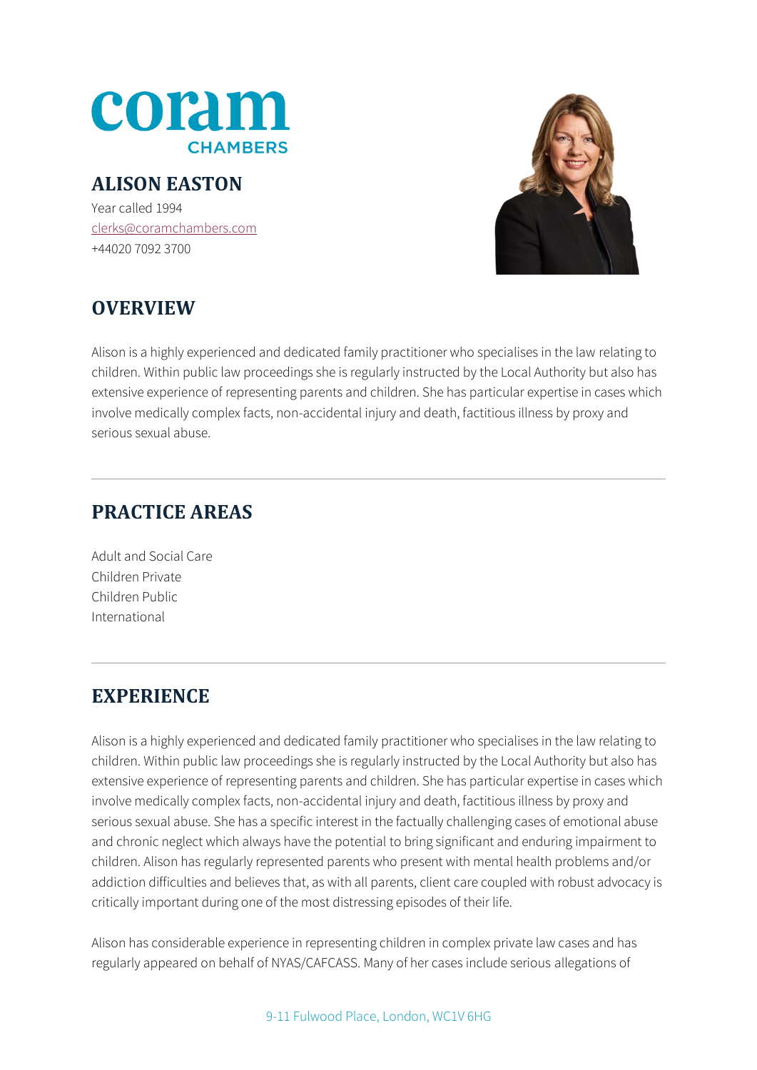coram CHAMBERS

# ALISON EASTON

Year called 1994
clerks@coramchambers.com
+44020 7092 3700

## OVERVIEW

Alison is a highly experienced and dedicated family practitioner who specialises in the law relating to children. Within public law proceedings she is regularly instructed by the Local Authority but also has extensive experience of representing parents and children. She has particular expertise in cases which involve medically complex facts, non-accidental injury and death, factitious illness by proxy and serious sexual abuse.

## PRACTICE AREAS

Adult and Social Care
Children Private
Children Public
International

## EXPERIENCE

Alison is a highly experienced and dedicated family practitioner who specialises in the law relating to children. Within public law proceedings she is regularly instructed by the Local Authority but also has extensive experience of representing parents and children. She has particular expertise in cases which involve medically complex facts, non-accidental injury and death, factitious illness by proxy and serious sexual abuse. She has a specific interest in the factually challenging cases of emotional abuse and chronic neglect which always have the potential to bring significant and enduring impairment to children. Alison has regularly represented parents who present with mental health problems and/or addiction difficulties and believes that, as with all parents, client care coupled with robust advocacy is critically important during one of the most distressing episodes of their life.

Alison has considerable experience in representing children in complex private law cases and has regularly appeared on behalf of NYAS/CAFCASS. Many of her cases include serious allegations of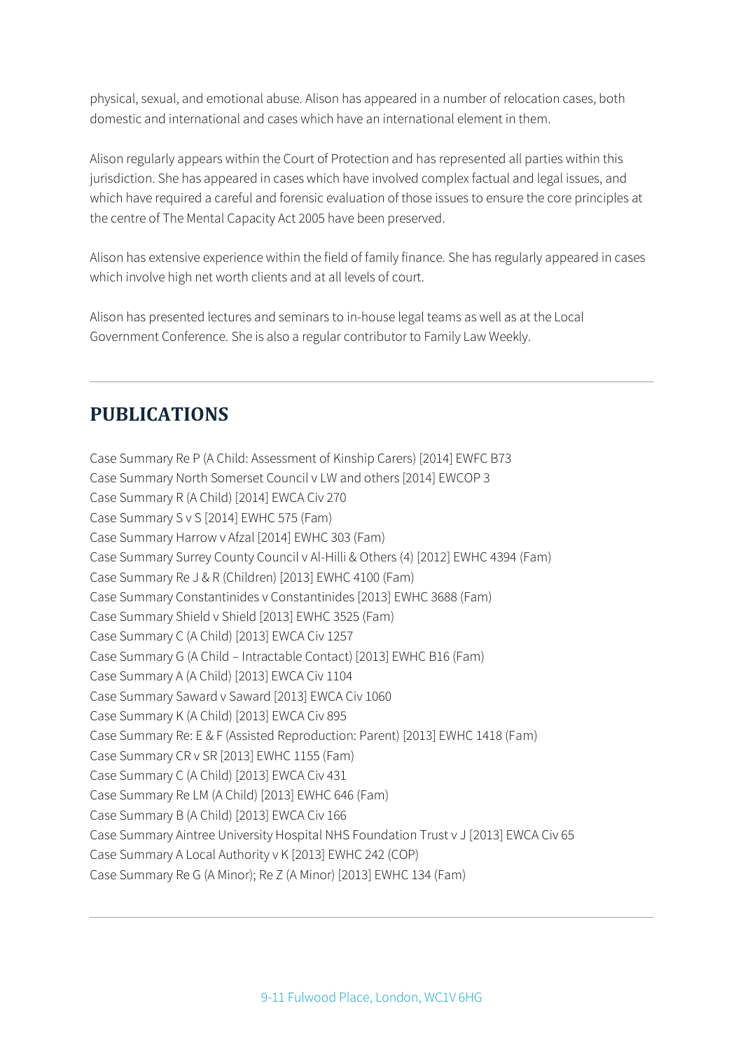physical, sexual, and emotional abuse. Alison has appeared in a number of relocation cases, both domestic and international and cases which have an international element in them.

Alison regularly appears within the Court of Protection and has represented all parties within this jurisdiction. She has appeared in cases which have involved complex factual and legal issues, and which have required a careful and forensic evaluation of those issues to ensure the core principles at the centre of The Mental Capacity Act 2005 have been preserved.

Alison has extensive experience within the field of family finance. She has regularly appeared in cases which involve high net worth clients and at all levels of court.

Alison has presented lectures and seminars to in-house legal teams as well as at the Local Government Conference. She is also a regular contributor to Family Law Weekly.

---

## PUBLICATIONS

Case Summary Re P (A Child: Assessment of Kinship Carers) [2014] EWFC B73
Case Summary North Somerset Council v LW and others [2014] EWCOP 3
Case Summary R (A Child) [2014] EWCA Civ 270
Case Summary S v S [2014] EWHC 575 (Fam)
Case Summary Harrow v Afzal [2014] EWHC 303 (Fam)
Case Summary Surrey County Council v Al-Hilli & Others (4) [2012] EWHC 4394 (Fam)
Case Summary Re J & R (Children) [2013] EWHC 4100 (Fam)
Case Summary Constantinides v Constantinides [2013] EWHC 3688 (Fam)
Case Summary Shield v Shield [2013] EWHC 3525 (Fam)
Case Summary C (A Child) [2013] EWCA Civ 1257
Case Summary G (A Child – Intractable Contact) [2013] EWHC B16 (Fam)
Case Summary A (A Child) [2013] EWCA Civ 1104
Case Summary Saward v Saward [2013] EWCA Civ 1060
Case Summary K (A Child) [2013] EWCA Civ 895
Case Summary Re: E & F (Assisted Reproduction: Parent) [2013] EWHC 1418 (Fam)
Case Summary CR v SR [2013] EWHC 1155 (Fam)
Case Summary C (A Child) [2013] EWCA Civ 431
Case Summary Re LM (A Child) [2013] EWHC 646 (Fam)
Case Summary B (A Child) [2013] EWCA Civ 166
Case Summary Aintree University Hospital NHS Foundation Trust v J [2013] EWCA Civ 65
Case Summary A Local Authority v K [2013] EWHC 242 (COP)
Case Summary Re G (A Minor); Re Z (A Minor) [2013] EWHC 134 (Fam)

---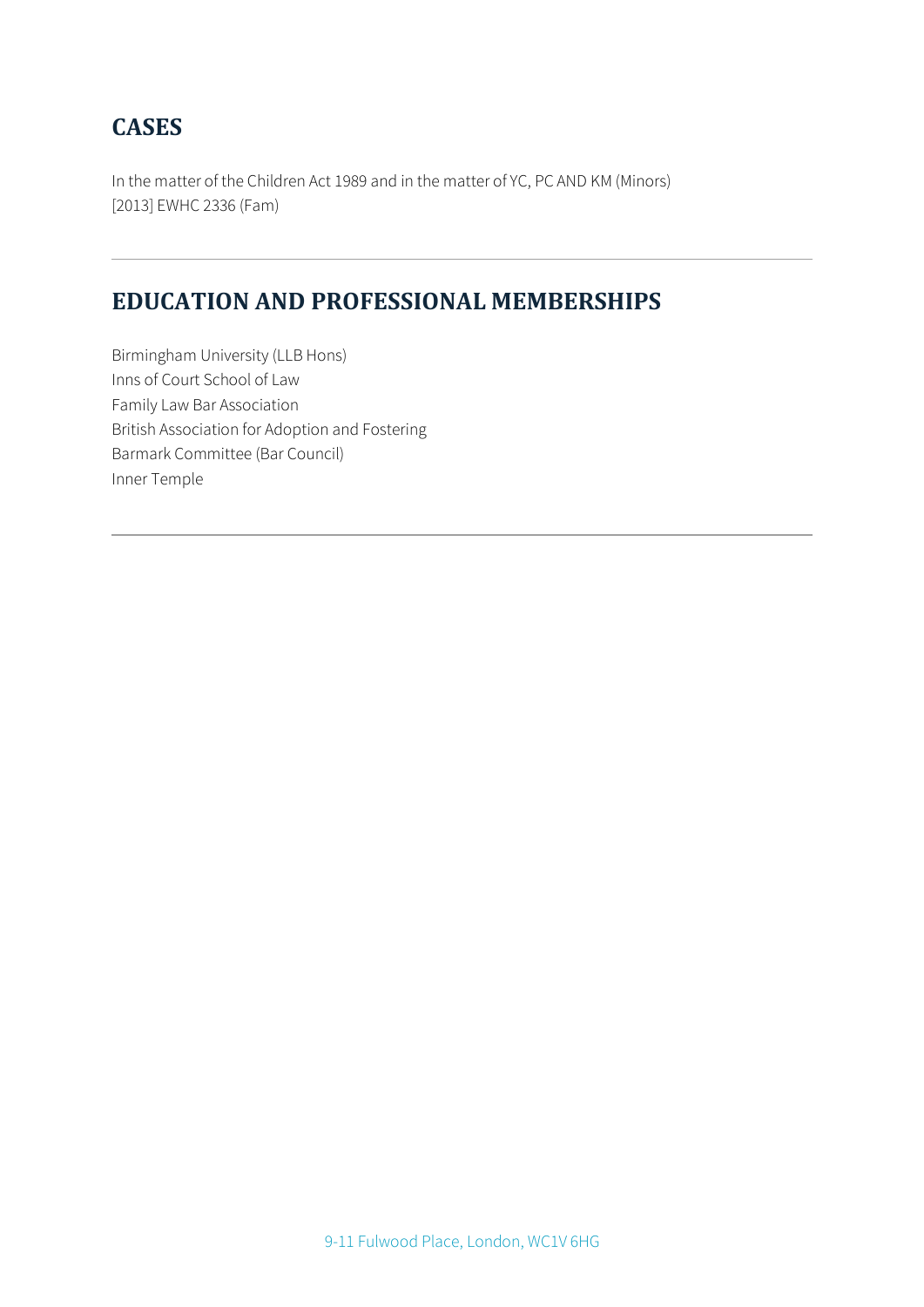## CASES

In the matter of the Children Act 1989 and in the matter of YC, PC AND KM (Minors) [2013] EWHC 2336 (Fam)

---

## EDUCATION AND PROFESSIONAL MEMBERSHIPS

Birmingham University (LLB Hons)
Inns of Court School of Law
Family Law Bar Association
British Association for Adoption and Fostering
Barmark Committee (Bar Council)
Inner Temple

---

9-11 Fulwood Place, London, WC1V 6HG